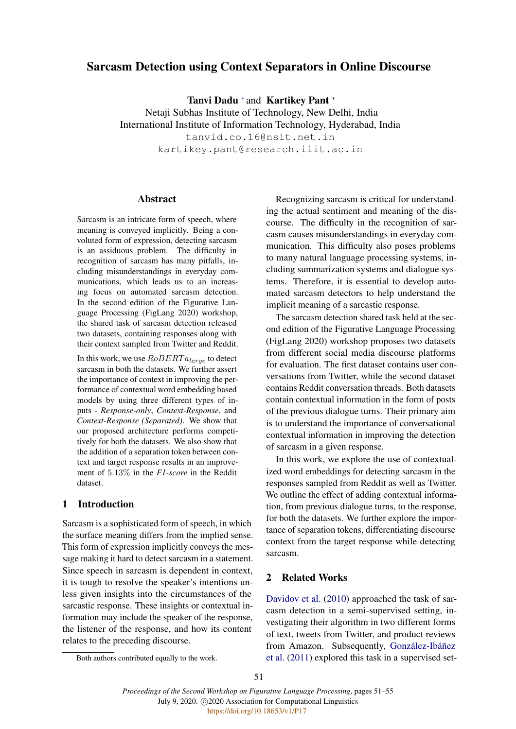# Sarcasm Detection using Context Separators in Online Discourse

**Tanvi Dadu** * and **Kartikey Pant** *

Netaji Subhas Institute of Technology, New Delhi, India
International Institute of Information Technology, Hyderabad, India
tanvid.co.16@nsit.net.in
kartikey.pant@research.iiit.ac.in

## Abstract

Sarcasm is an intricate form of speech, where meaning is conveyed implicitly. Being a convoluted form of expression, detecting sarcasm is an assiduous problem. The difficulty in recognition of sarcasm has many pitfalls, including misunderstandings in everyday communications, which leads us to an increasing focus on automated sarcasm detection. In the second edition of the Figurative Language Processing (FigLang 2020) workshop, the shared task of sarcasm detection released two datasets, containing responses along with their context sampled from Twitter and Reddit.

In this work, we use $RoBERTa_{large}$ to detect sarcasm in both the datasets. We further assert the importance of context in improving the performance of contextual word embedding based models by using three different types of inputs - *Response-only*, *Context-Response*, and *Context-Response (Separated)*. We show that our proposed architecture performs competitively for both the datasets. We also show that the addition of a separation token between context and target response results in an improvement of 5.13% in the *F1-score* in the Reddit dataset.

## 1 Introduction

Sarcasm is a sophisticated form of speech, in which the surface meaning differs from the implied sense. This form of expression implicitly conveys the message making it hard to detect sarcasm in a statement. Since speech in sarcasm is dependent in context, it is tough to resolve the speaker's intentions unless given insights into the circumstances of the sarcastic response. These insights or contextual information may include the speaker of the response, the listener of the response, and how its content relates to the preceding discourse.

Recognizing sarcasm is critical for understanding the actual sentiment and meaning of the discourse. The difficulty in the recognition of sarcasm causes misunderstandings in everyday communication. This difficulty also poses problems to many natural language processing systems, including summarization systems and dialogue systems. Therefore, it is essential to develop automated sarcasm detectors to help understand the implicit meaning of a sarcastic response.

The sarcasm detection shared task held at the second edition of the Figurative Language Processing (FigLang 2020) workshop proposes two datasets from different social media discourse platforms for evaluation. The first dataset contains user conversations from Twitter, while the second dataset contains Reddit conversation threads. Both datasets contain contextual information in the form of posts of the previous dialogue turns. Their primary aim is to understand the importance of conversational contextual information in improving the detection of sarcasm in a given response.

In this work, we explore the use of contextualized word embeddings for detecting sarcasm in the responses sampled from Reddit as well as Twitter. We outline the effect of adding contextual information, from previous dialogue turns, to the response, for both the datasets. We further explore the importance of separation tokens, differentiating discourse context from the target response while detecting sarcasm.

## 2 Related Works

Davidov et al. (2010) approached the task of sarcasm detection in a semi-supervised setting, investigating their algorithm in two different forms of text, tweets from Twitter, and product reviews from Amazon. Subsequently, González-Ibáñez et al. (2011) explored this task in a supervised set-

*Both authors contributed equally to the work.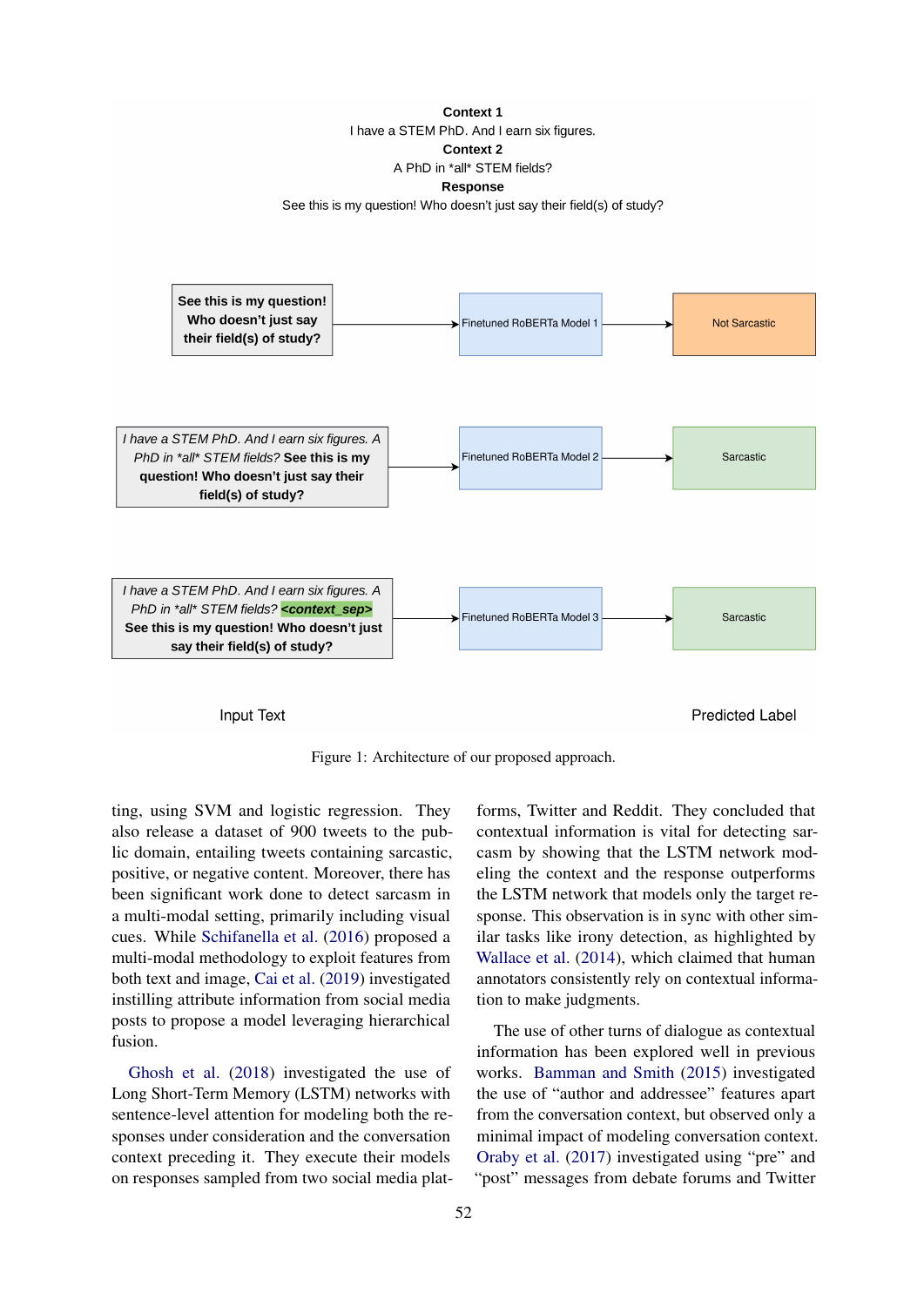Context 1

I have a STEM PhD. And I earn six figures.

Context 2

A PhD in *all* STEM fields?

Response

See this is my question! Who doesn't just say their field(s) of study?

| Input Text | | Predicted Label |
|---|---|---|
| **See this is my question! Who doesn't just say their field(s) of study?** | Finetuned RoBERTa Model 1 | Not Sarcastic |
| *I have a STEM PhD. And I earn six figures. A PhD in *all* STEM fields?* **See this is my question! Who doesn't just say their field(s) of study?** | Finetuned RoBERTa Model 2 | Sarcastic |
| *I have a STEM PhD. And I earn six figures. A PhD in *all* STEM fields?* **<context_sep>** **See this is my question! Who doesn't just say their field(s) of study?** | Finetuned RoBERTa Model 3 | Sarcastic |

Figure 1: Architecture of our proposed approach.

ting, using SVM and logistic regression. They also release a dataset of 900 tweets to the public domain, entailing tweets containing sarcastic, positive, or negative content. Moreover, there has been significant work done to detect sarcasm in a multi-modal setting, primarily including visual cues. While Schifanella et al. (2016) proposed a multi-modal methodology to exploit features from both text and image, Cai et al. (2019) investigated instilling attribute information from social media posts to propose a model leveraging hierarchical fusion.

Ghosh et al. (2018) investigated the use of Long Short-Term Memory (LSTM) networks with sentence-level attention for modeling both the responses under consideration and the conversation context preceding it. They execute their models on responses sampled from two social media platforms, Twitter and Reddit. They concluded that contextual information is vital for detecting sarcasm by showing that the LSTM network modeling the context and the response outperforms the LSTM network that models only the target response. This observation is in sync with other similar tasks like irony detection, as highlighted by Wallace et al. (2014), which claimed that human annotators consistently rely on contextual information to make judgments.

The use of other turns of dialogue as contextual information has been explored well in previous works. Bamman and Smith (2015) investigated the use of "author and addressee" features apart from the conversation context, but observed only a minimal impact of modeling conversation context. Oraby et al. (2017) investigated using "pre" and "post" messages from debate forums and Twitter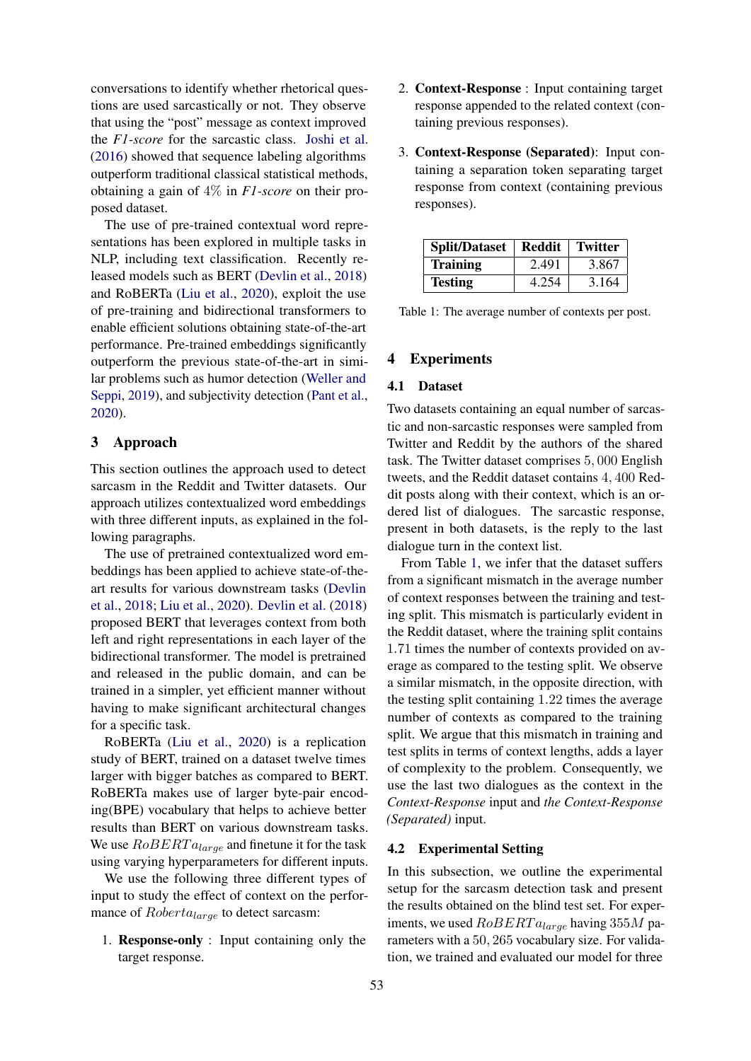conversations to identify whether rhetorical questions are used sarcastically or not. They observe that using the "post" message as context improved the *F1-score* for the sarcastic class. Joshi et al. (2016) showed that sequence labeling algorithms outperform traditional classical statistical methods, obtaining a gain of $4\%$ in *F1-score* on their proposed dataset.

The use of pre-trained contextual word representations has been explored in multiple tasks in NLP, including text classification. Recently released models such as BERT (Devlin et al., 2018) and RoBERTa (Liu et al., 2020), exploit the use of pre-training and bidirectional transformers to enable efficient solutions obtaining state-of-the-art performance. Pre-trained embeddings significantly outperform the previous state-of-the-art in similar problems such as humor detection (Weller and Seppi, 2019), and subjectivity detection (Pant et al., 2020).

## 3 Approach

This section outlines the approach used to detect sarcasm in the Reddit and Twitter datasets. Our approach utilizes contextualized word embeddings with three different inputs, as explained in the following paragraphs.

The use of pretrained contextualized word embeddings has been applied to achieve state-of-the-art results for various downstream tasks (Devlin et al., 2018; Liu et al., 2020). Devlin et al. (2018) proposed BERT that leverages context from both left and right representations in each layer of the bidirectional transformer. The model is pretrained and released in the public domain, and can be trained in a simpler, yet efficient manner without having to make significant architectural changes for a specific task.

RoBERTa (Liu et al., 2020) is a replication study of BERT, trained on a dataset twelve times larger with bigger batches as compared to BERT. RoBERTa makes use of larger byte-pair encoding(BPE) vocabulary that helps to achieve better results than BERT on various downstream tasks. We use $RoBERTa_{large}$ and finetune it for the task using varying hyperparameters for different inputs.

We use the following three different types of input to study the effect of context on the performance of $Roberta_{large}$ to detect sarcasm:

1. **Response-only** : Input containing only the target response.
2. **Context-Response** : Input containing target response appended to the related context (containing previous responses).
3. **Context-Response (Separated)**: Input containing a separation token separating target response from context (containing previous responses).

| Split/Dataset | Reddit | Twitter |
|---|---|---|
| **Training** | 2.491 | 3.867 |
| **Testing** | 4.254 | 3.164 |

Table 1: The average number of contexts per post.

## 4 Experiments

### 4.1 Dataset

Two datasets containing an equal number of sarcastic and non-sarcastic responses were sampled from Twitter and Reddit by the authors of the shared task. The Twitter dataset comprises $5,000$ English tweets, and the Reddit dataset contains $4,400$ Reddit posts along with their context, which is an ordered list of dialogues. The sarcastic response, present in both datasets, is the reply to the last dialogue turn in the context list.

From Table 1, we infer that the dataset suffers from a significant mismatch in the average number of context responses between the training and testing split. This mismatch is particularly evident in the Reddit dataset, where the training split contains $1.71$ times the number of contexts provided on average as compared to the testing split. We observe a similar mismatch, in the opposite direction, with the testing split containing $1.22$ times the average number of contexts as compared to the training split. We argue that this mismatch in training and test splits in terms of context lengths, adds a layer of complexity to the problem. Consequently, we use the last two dialogues as the context in the *Context-Response* input and *the Context-Response (Separated)* input.

### 4.2 Experimental Setting

In this subsection, we outline the experimental setup for the sarcasm detection task and present the results obtained on the blind test set. For experiments, we used $RoBERTa_{large}$ having $355M$ parameters with a $50,265$ vocabulary size. For validation, we trained and evaluated our model for three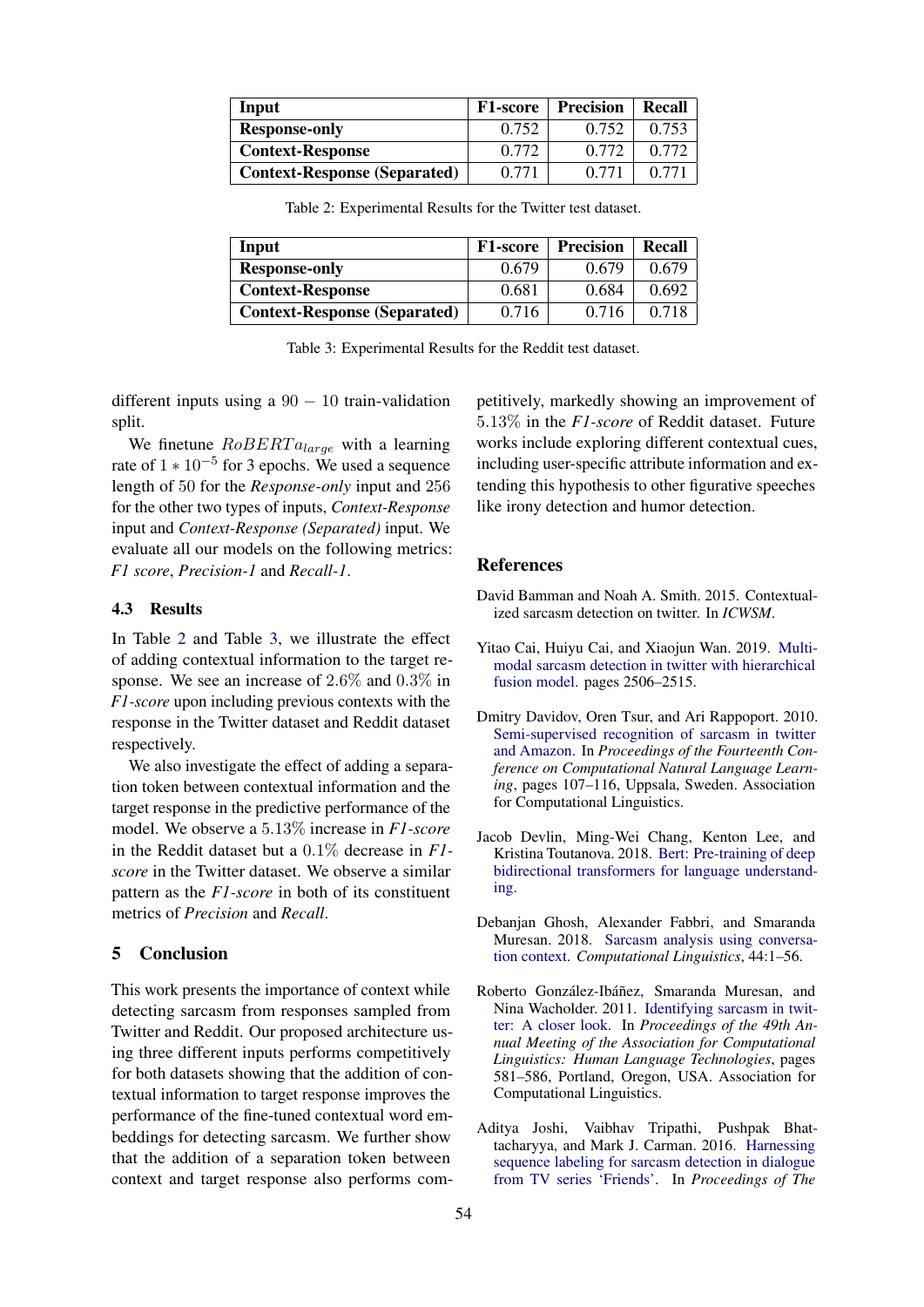| Input | F1-score | Precision | Recall |
|---|---|---|---|
| **Response-only** | 0.752 | 0.752 | 0.753 |
| **Context-Response** | 0.772 | 0.772 | 0.772 |
| **Context-Response (Separated)** | 0.771 | 0.771 | 0.771 |

Table 2: Experimental Results for the Twitter test dataset.

| Input | F1-score | Precision | Recall |
|---|---|---|---|
| **Response-only** | 0.679 | 0.679 | 0.679 |
| **Context-Response** | 0.681 | 0.684 | 0.692 |
| **Context-Response (Separated)** | 0.716 | 0.716 | 0.718 |

Table 3: Experimental Results for the Reddit test dataset.

different inputs using a $90-10$ train-validation split.

We finetune $RoBERTa_{large}$ with a learning rate of $1*10^{-5}$ for 3 epochs. We used a sequence length of 50 for the *Response-only* input and 256 for the other two types of inputs, *Context-Response* input and *Context-Response (Separated)* input. We evaluate all our models on the following metrics: *F1 score*, *Precision-1* and *Recall-1*.

### 4.3 Results

In Table 2 and Table 3, we illustrate the effect of adding contextual information to the target response. We see an increase of $2.6\%$ and $0.3\%$ in *F1-score* upon including previous contexts with the response in the Twitter dataset and Reddit dataset respectively.

We also investigate the effect of adding a separation token between contextual information and the target response in the predictive performance of the model. We observe a $5.13\%$ increase in *F1-score* in the Reddit dataset but a $0.1\%$ decrease in *F1-score* in the Twitter dataset. We observe a similar pattern as the *F1-score* in both of its constituent metrics of *Precision* and *Recall*.

## 5 Conclusion

This work presents the importance of context while detecting sarcasm from responses sampled from Twitter and Reddit. Our proposed architecture using three different inputs performs competitively for both datasets showing that the addition of contextual information to target response improves the performance of the fine-tuned contextual word embeddings for detecting sarcasm. We further show that the addition of a separation token between context and target response also performs competitively, markedly showing an improvement of $5.13\%$ in the *F1-score* of Reddit dataset. Future works include exploring different contextual cues, including user-specific attribute information and extending this hypothesis to other figurative speeches like irony detection and humor detection.

## References

David Bamman and Noah A. Smith. 2015. Contextualized sarcasm detection on twitter. In *ICWSM*.

Yitao Cai, Huiyu Cai, and Xiaojun Wan. 2019. Multi-modal sarcasm detection in twitter with hierarchical fusion model. pages 2506–2515.

Dmitry Davidov, Oren Tsur, and Ari Rappoport. 2010. Semi-supervised recognition of sarcasm in twitter and Amazon. In *Proceedings of the Fourteenth Conference on Computational Natural Language Learning*, pages 107–116, Uppsala, Sweden. Association for Computational Linguistics.

Jacob Devlin, Ming-Wei Chang, Kenton Lee, and Kristina Toutanova. 2018. Bert: Pre-training of deep bidirectional transformers for language understanding.

Debanjan Ghosh, Alexander Fabbri, and Smaranda Muresan. 2018. Sarcasm analysis using conversation context. *Computational Linguistics*, 44:1–56.

Roberto González-Ibáñez, Smaranda Muresan, and Nina Wacholder. 2011. Identifying sarcasm in twitter: A closer look. In *Proceedings of the 49th Annual Meeting of the Association for Computational Linguistics: Human Language Technologies*, pages 581–586, Portland, Oregon, USA. Association for Computational Linguistics.

Aditya Joshi, Vaibhav Tripathi, Pushpak Bhattacharyya, and Mark J. Carman. 2016. Harnessing sequence labeling for sarcasm detection in dialogue from TV series 'Friends'. In *Proceedings of The*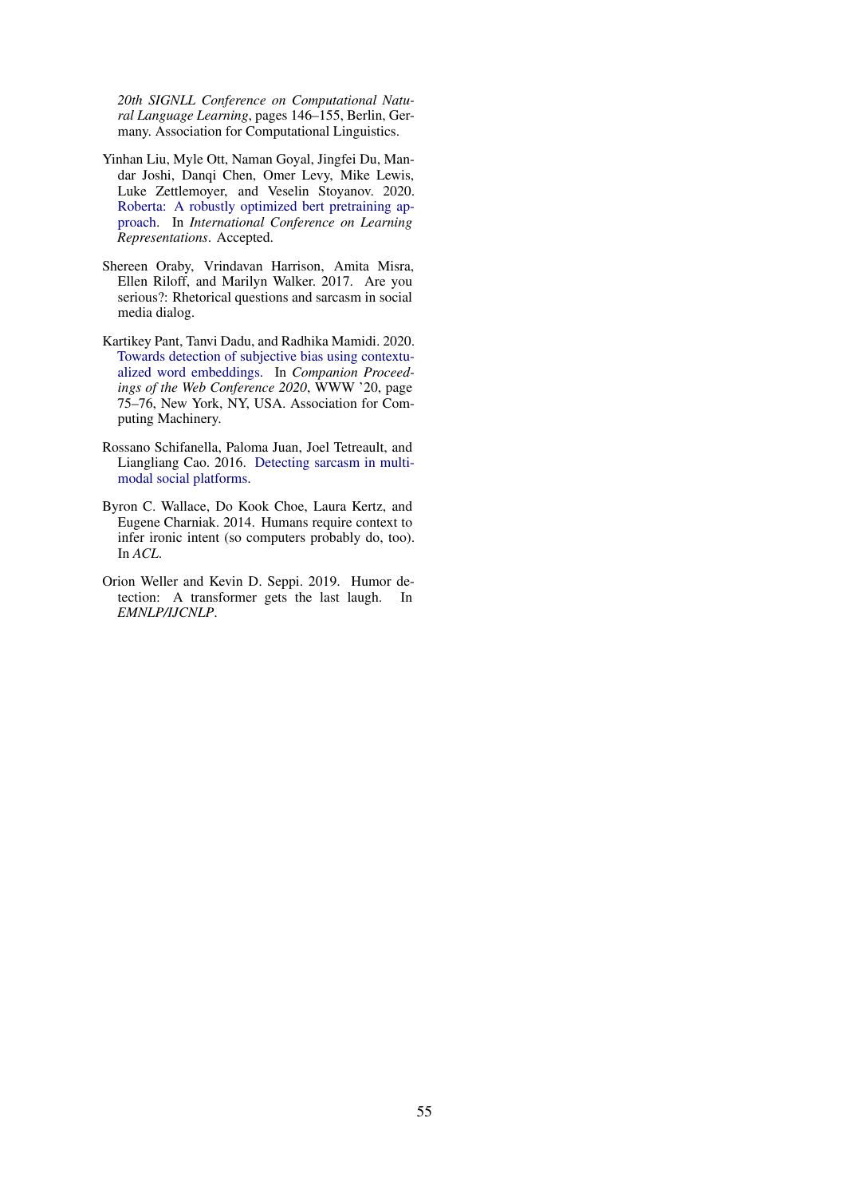*20th SIGNLL Conference on Computational Natural Language Learning*, pages 146–155, Berlin, Germany. Association for Computational Linguistics.

Yinhan Liu, Myle Ott, Naman Goyal, Jingfei Du, Mandar Joshi, Danqi Chen, Omer Levy, Mike Lewis, Luke Zettlemoyer, and Veselin Stoyanov. 2020. Roberta: A robustly optimized bert pretraining approach. In *International Conference on Learning Representations*. Accepted.

Shereen Oraby, Vrindavan Harrison, Amita Misra, Ellen Riloff, and Marilyn Walker. 2017. Are you serious?: Rhetorical questions and sarcasm in social media dialog.

Kartikey Pant, Tanvi Dadu, and Radhika Mamidi. 2020. Towards detection of subjective bias using contextualized word embeddings. In *Companion Proceedings of the Web Conference 2020*, WWW '20, page 75–76, New York, NY, USA. Association for Computing Machinery.

Rossano Schifanella, Paloma Juan, Joel Tetreault, and Liangliang Cao. 2016. Detecting sarcasm in multimodal social platforms.

Byron C. Wallace, Do Kook Choe, Laura Kertz, and Eugene Charniak. 2014. Humans require context to infer ironic intent (so computers probably do, too). In *ACL*.

Orion Weller and Kevin D. Seppi. 2019. Humor detection: A transformer gets the last laugh. In *EMNLP/IJCNLP*.